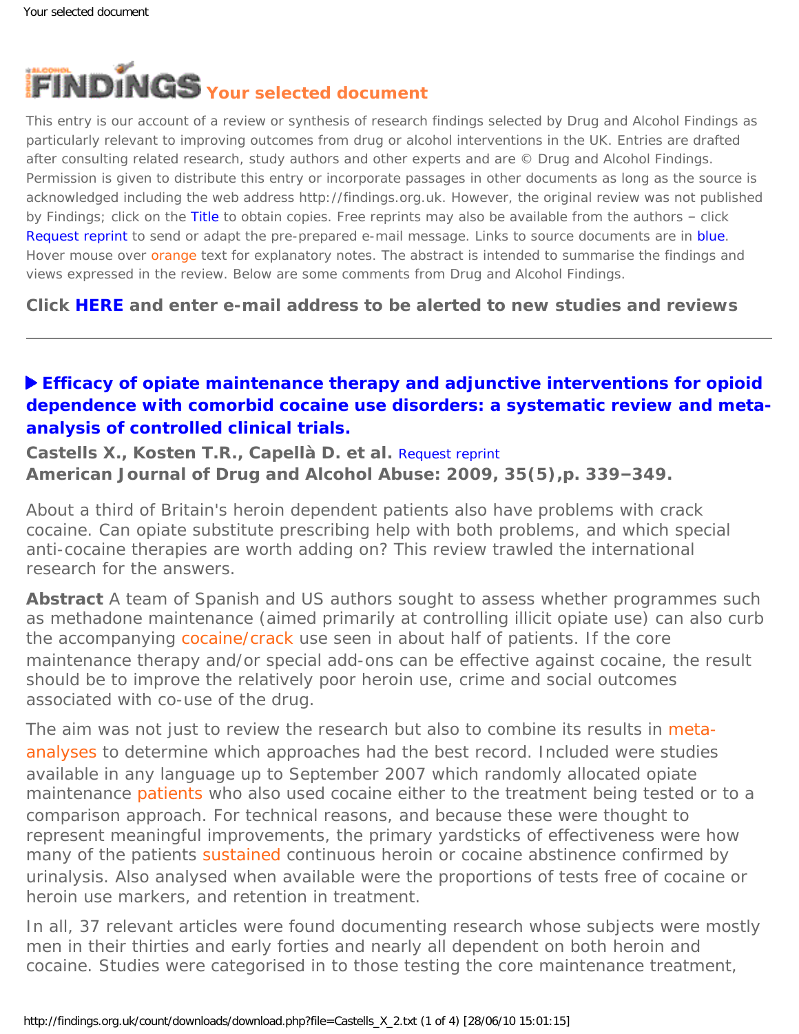# FINDINGS Your selected document

This entry is our account of a review or synthesis of research findings selected by Drug and Alcohol Findings as particularly relevant to improving outcomes from drug or alcohol interventions in the UK. Entries are drafted after consulting related research, study authors and other experts and are © Drug and Alcohol Findings. Permission is given to distribute this entry or incorporate passages in other documents as long as the source is acknowledged including the web address http://findings.org.uk. However, the original review was not published by Findings; click on the Title to obtain copies. Free reprints may also be available from the authors – click Request reprint to send or adapt the pre-prepared e-mail message. Links to source documents are in blue. Hover mouse over orange text for explanatory notes. The abstract is intended to summarise the findings and views expressed in the review. Below are some comments from Drug and Alcohol Findings.

**Click HERE and enter e-mail address to be alerted to new studies and reviews**

---

## ▶ Efficacy of opiate maintenance therapy and adjunctive interventions for opioid dependence with comorbid cocaine use disorders: a systematic review and meta-analysis of controlled clinical trials.

**Castells X., Kosten T.R., Capellà D. et al.** Request reprint
**American Journal of Drug and Alcohol Abuse: 2009, 35(5),p. 339–349.**

About a third of Britain's heroin dependent patients also have problems with crack cocaine. Can opiate substitute prescribing help with both problems, and which special anti-cocaine therapies are worth adding on? This review trawled the international research for the answers.

**Abstract** A team of Spanish and US authors sought to assess whether programmes such as methadone maintenance (aimed primarily at controlling illicit opiate use) can also curb the accompanying cocaine/crack use seen in about half of patients. If the core maintenance therapy and/or special add-ons can be effective against cocaine, the result should be to improve the relatively poor heroin use, crime and social outcomes associated with co-use of the drug.

The aim was not just to review the research but also to combine its results in meta-analyses to determine which approaches had the best record. Included were studies available in any language up to September 2007 which randomly allocated opiate maintenance patients who also used cocaine either to the treatment being tested or to a comparison approach. For technical reasons, and because these were thought to represent meaningful improvements, the primary yardsticks of effectiveness were how many of the patients sustained continuous heroin or cocaine abstinence confirmed by urinalysis. Also analysed when available were the proportions of tests free of cocaine or heroin use markers, and retention in treatment.

In all, 37 relevant articles were found documenting research whose subjects were mostly men in their thirties and early forties and nearly all dependent on both heroin and cocaine. Studies were categorised in to those testing the core maintenance treatment,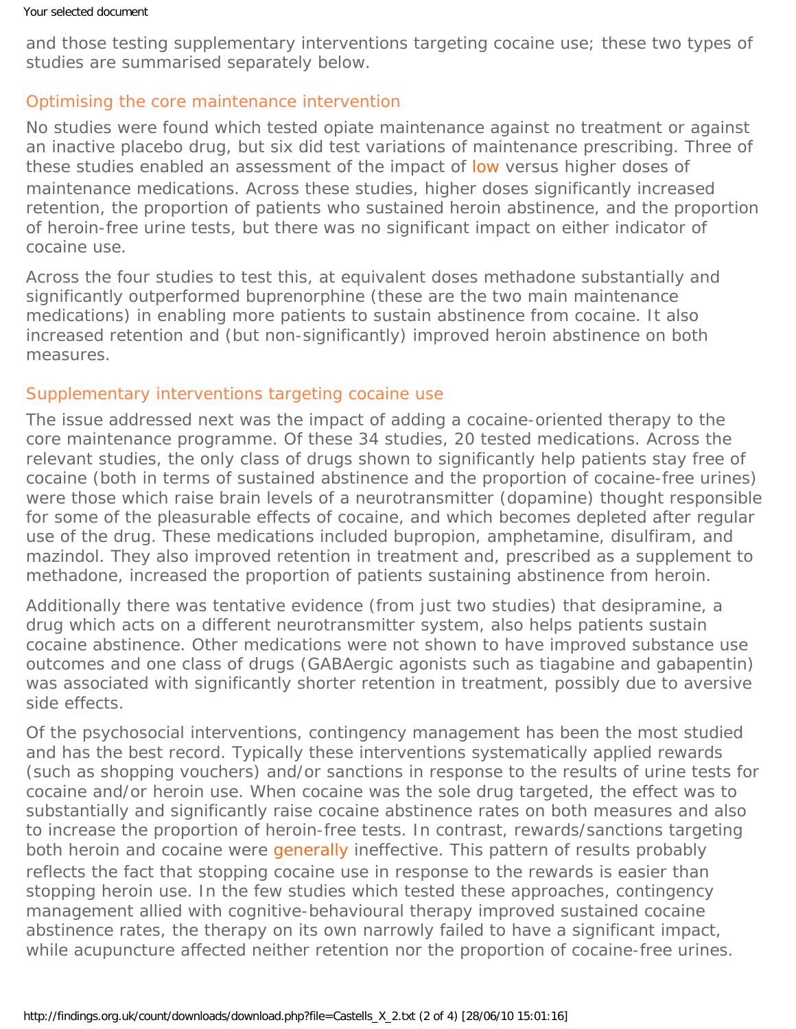and those testing supplementary interventions targeting cocaine use; these two types of studies are summarised separately below.

## Optimising the core maintenance intervention

No studies were found which tested opiate maintenance against no treatment or against an inactive placebo drug, but six did test variations of maintenance prescribing. Three of these studies enabled an assessment of the impact of low versus higher doses of maintenance medications. Across these studies, higher doses significantly increased retention, the proportion of patients who sustained heroin abstinence, and the proportion of heroin-free urine tests, but there was no significant impact on either indicator of cocaine use.

Across the four studies to test this, at equivalent doses methadone substantially and significantly outperformed buprenorphine (these are the two main maintenance medications) in enabling more patients to sustain abstinence from cocaine. It also increased retention and (but non-significantly) improved heroin abstinence on both measures.

## Supplementary interventions targeting cocaine use

The issue addressed next was the impact of adding a cocaine-oriented therapy to the core maintenance programme. Of these 34 studies, 20 tested medications. Across the relevant studies, the only class of drugs shown to significantly help patients stay free of cocaine (both in terms of sustained abstinence and the proportion of cocaine-free urines) were those which raise brain levels of a neurotransmitter (dopamine) thought responsible for some of the pleasurable effects of cocaine, and which becomes depleted after regular use of the drug. These medications included bupropion, amphetamine, disulfiram, and mazindol. They also improved retention in treatment and, prescribed as a supplement to methadone, increased the proportion of patients sustaining abstinence from heroin.

Additionally there was tentative evidence (from just two studies) that desipramine, a drug which acts on a different neurotransmitter system, also helps patients sustain cocaine abstinence. Other medications were not shown to have improved substance use outcomes and one class of drugs (GABAergic agonists such as tiagabine and gabapentin) was associated with significantly shorter retention in treatment, possibly due to aversive side effects.

Of the psychosocial interventions, contingency management has been the most studied and has the best record. Typically these interventions systematically applied rewards (such as shopping vouchers) and/or sanctions in response to the results of urine tests for cocaine and/or heroin use. When cocaine was the sole drug targeted, the effect was to substantially and significantly raise cocaine abstinence rates on both measures and also to increase the proportion of heroin-free tests. In contrast, rewards/sanctions targeting both heroin and cocaine were generally ineffective. This pattern of results probably reflects the fact that stopping cocaine use in response to the rewards is easier than stopping heroin use. In the few studies which tested these approaches, contingency management allied with cognitive-behavioural therapy improved sustained cocaine abstinence rates, the therapy on its own narrowly failed to have a significant impact, while acupuncture affected neither retention nor the proportion of cocaine-free urines.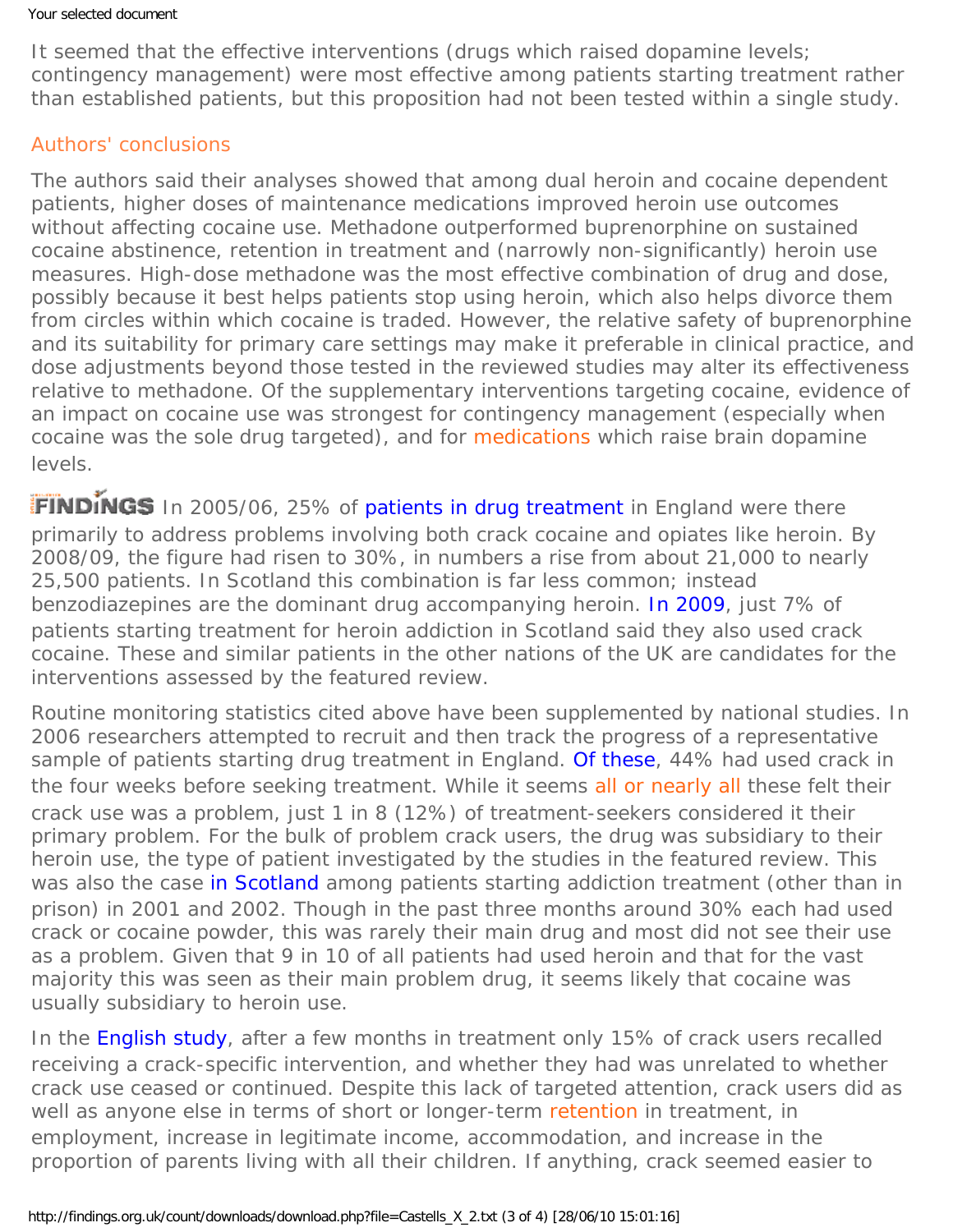It seemed that the effective interventions (drugs which raised dopamine levels; contingency management) were most effective among patients starting treatment rather than established patients, but this proposition had not been tested within a single study.

## Authors' conclusions

The authors said their analyses showed that among dual heroin and cocaine dependent patients, higher doses of maintenance medications improved heroin use outcomes without affecting cocaine use. Methadone outperformed buprenorphine on sustained cocaine abstinence, retention in treatment and (narrowly non-significantly) heroin use measures. High-dose methadone was the most effective combination of drug and dose, possibly because it best helps patients stop using heroin, which also helps divorce them from circles within which cocaine is traded. However, the relative safety of buprenorphine and its suitability for primary care settings may make it preferable in clinical practice, and dose adjustments beyond those tested in the reviewed studies may alter its effectiveness relative to methadone. Of the supplementary interventions targeting cocaine, evidence of an impact on cocaine use was strongest for contingency management (especially when cocaine was the sole drug targeted), and for medications which raise brain dopamine levels.

**FINDINGS** In 2005/06, 25% of patients in drug treatment in England were there primarily to address problems involving both crack cocaine and opiates like heroin. By 2008/09, the figure had risen to 30%, in numbers a rise from about 21,000 to nearly 25,500 patients. In Scotland this combination is far less common; instead benzodiazepines are the dominant drug accompanying heroin. In 2009, just 7% of patients starting treatment for heroin addiction in Scotland said they also used crack cocaine. These and similar patients in the other nations of the UK are candidates for the interventions assessed by the featured review.

Routine monitoring statistics cited above have been supplemented by national studies. In 2006 researchers attempted to recruit and then track the progress of a representative sample of patients starting drug treatment in England. Of these, 44% had used crack in the four weeks before seeking treatment. While it seems all or nearly all these felt their crack use was a problem, just 1 in 8 (12%) of treatment-seekers considered it their primary problem. For the bulk of problem crack users, the drug was subsidiary to their heroin use, the type of patient investigated by the studies in the featured review. This was also the case in Scotland among patients starting addiction treatment (other than in prison) in 2001 and 2002. Though in the past three months around 30% each had used crack or cocaine powder, this was rarely their main drug and most did not see their use as a problem. Given that 9 in 10 of all patients had used heroin and that for the vast majority this was seen as their main problem drug, it seems likely that cocaine was usually subsidiary to heroin use.

In the English study, after a few months in treatment only 15% of crack users recalled receiving a crack-specific intervention, and whether they had was unrelated to whether crack use ceased or continued. Despite this lack of targeted attention, crack users did as well as anyone else in terms of short or longer-term retention in treatment, in employment, increase in legitimate income, accommodation, and increase in the proportion of parents living with all their children. If anything, crack seemed easier to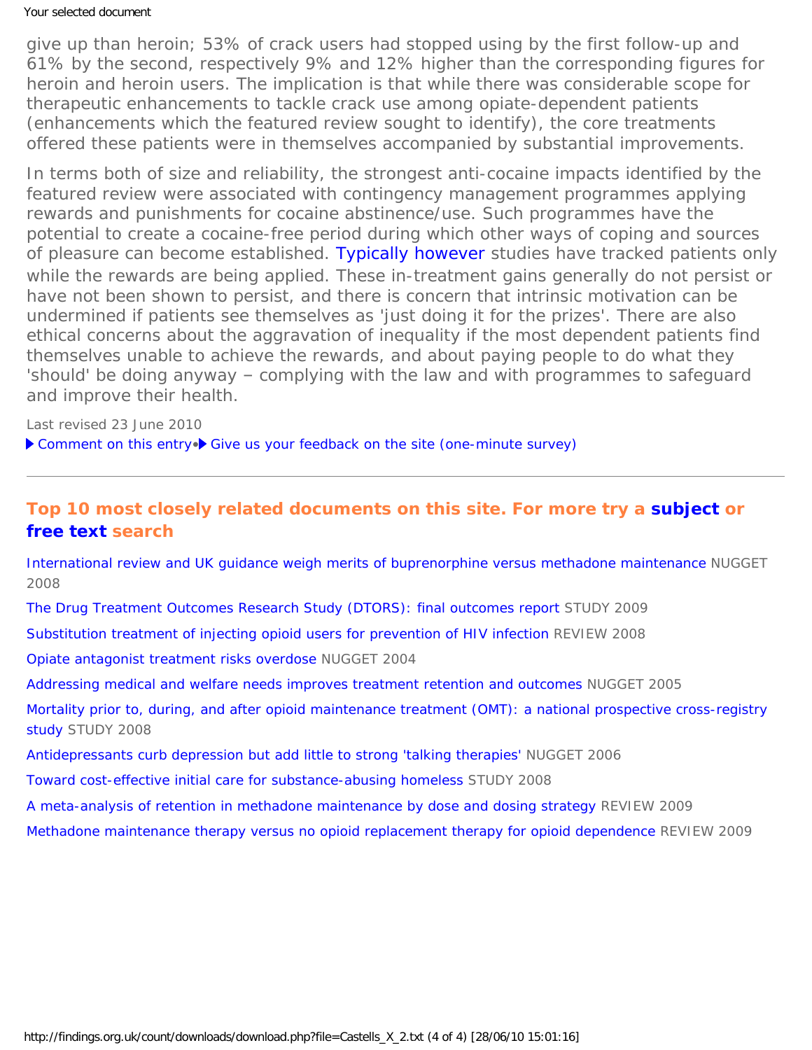give up than heroin; 53% of crack users had stopped using by the first follow-up and 61% by the second, respectively 9% and 12% higher than the corresponding figures for heroin and heroin users. The implication is that while there was considerable scope for therapeutic enhancements to tackle crack use among opiate-dependent patients (enhancements which the featured review sought to identify), the core treatments offered these patients were in themselves accompanied by substantial improvements.

In terms both of size and reliability, the strongest anti-cocaine impacts identified by the featured review were associated with contingency management programmes applying rewards and punishments for cocaine abstinence/use. Such programmes have the potential to create a cocaine-free period during which other ways of coping and sources of pleasure can become established. Typically however studies have tracked patients only while the rewards are being applied. These in-treatment gains generally do not persist or have not been shown to persist, and there is concern that intrinsic motivation can be undermined if patients see themselves as 'just doing it for the prizes'. There are also ethical concerns about the aggravation of inequality if the most dependent patients find themselves unable to achieve the rewards, and about paying people to do what they 'should' be doing anyway – complying with the law and with programmes to safeguard and improve their health.

Last revised 23 June 2010

▶ Comment on this entry • ▶ Give us your feedback on the site (one-minute survey)

---

## Top 10 most closely related documents on this site. For more try a subject or free text search

International review and UK guidance weigh merits of buprenorphine versus methadone maintenance NUGGET 2008

The Drug Treatment Outcomes Research Study (DTORS): final outcomes report STUDY 2009

Substitution treatment of injecting opioid users for prevention of HIV infection REVIEW 2008

Opiate antagonist treatment risks overdose NUGGET 2004

Addressing medical and welfare needs improves treatment retention and outcomes NUGGET 2005

Mortality prior to, during, and after opioid maintenance treatment (OMT): a national prospective cross-registry study STUDY 2008

Antidepressants curb depression but add little to strong 'talking therapies' NUGGET 2006

Toward cost-effective initial care for substance-abusing homeless STUDY 2008

A meta-analysis of retention in methadone maintenance by dose and dosing strategy REVIEW 2009

Methadone maintenance therapy versus no opioid replacement therapy for opioid dependence REVIEW 2009